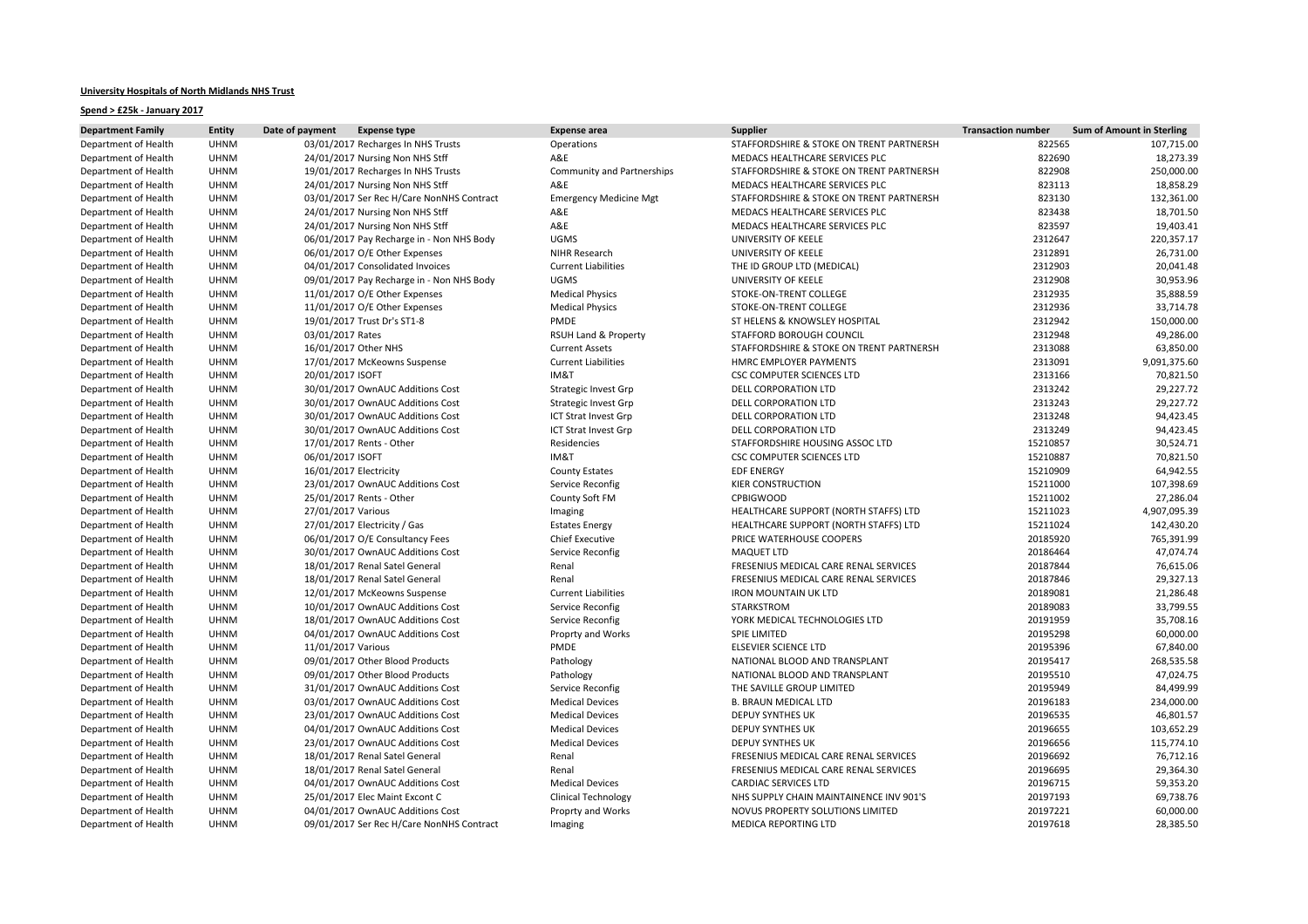**University Hospitals of North Midlands NHS Trust**

**Spend > £25k - January 2017**

| Department Family | Entity | Date of payment | Expense type | Expense area | Supplier | Transaction number | Sum of Amount in Sterling |
|---|---|---|---|---|---|---|---|
| Department of Health | UHNM | 03/01/2017 | Recharges In NHS Trusts | Operations | STAFFORDSHIRE & STOKE ON TRENT PARTNERSH | 822565 | 107,715.00 |
| Department of Health | UHNM | 24/01/2017 | Nursing Non NHS Stff | A&E | MEDACS HEALTHCARE SERVICES PLC | 822690 | 18,273.39 |
| Department of Health | UHNM | 19/01/2017 | Recharges In NHS Trusts | Community and Partnerships | STAFFORDSHIRE & STOKE ON TRENT PARTNERSH | 822908 | 250,000.00 |
| Department of Health | UHNM | 24/01/2017 | Nursing Non NHS Stff | A&E | MEDACS HEALTHCARE SERVICES PLC | 823113 | 18,858.29 |
| Department of Health | UHNM | 03/01/2017 | Ser Rec H/Care NonNHS Contract | Emergency Medicine Mgt | STAFFORDSHIRE & STOKE ON TRENT PARTNERSH | 823130 | 132,361.00 |
| Department of Health | UHNM | 24/01/2017 | Nursing Non NHS Stff | A&E | MEDACS HEALTHCARE SERVICES PLC | 823438 | 18,701.50 |
| Department of Health | UHNM | 24/01/2017 | Nursing Non NHS Stff | A&E | MEDACS HEALTHCARE SERVICES PLC | 823597 | 19,403.41 |
| Department of Health | UHNM | 06/01/2017 | Pay Recharge in - Non NHS Body | UGMS | UNIVERSITY OF KEELE | 2312647 | 220,357.17 |
| Department of Health | UHNM | 06/01/2017 | O/E Other Expenses | NIHR Research | UNIVERSITY OF KEELE | 2312891 | 26,731.00 |
| Department of Health | UHNM | 04/01/2017 | Consolidated Invoices | Current Liabilities | THE ID GROUP LTD (MEDICAL) | 2312903 | 20,041.48 |
| Department of Health | UHNM | 09/01/2017 | Pay Recharge in - Non NHS Body | UGMS | UNIVERSITY OF KEELE | 2312908 | 30,953.96 |
| Department of Health | UHNM | 11/01/2017 | O/E Other Expenses | Medical Physics | STOKE-ON-TRENT COLLEGE | 2312935 | 35,888.59 |
| Department of Health | UHNM | 11/01/2017 | O/E Other Expenses | Medical Physics | STOKE-ON-TRENT COLLEGE | 2312936 | 33,714.78 |
| Department of Health | UHNM | 19/01/2017 | Trust Dr's ST1-8 | PMDE | ST HELENS & KNOWSLEY HOSPITAL | 2312942 | 150,000.00 |
| Department of Health | UHNM | 03/01/2017 | Rates | RSUH Land & Property | STAFFORD BOROUGH COUNCIL | 2312948 | 49,286.00 |
| Department of Health | UHNM | 16/01/2017 | Other NHS | Current Assets | STAFFORDSHIRE & STOKE ON TRENT PARTNERSH | 2313088 | 63,850.00 |
| Department of Health | UHNM | 17/01/2017 | McKeowns Suspense | Current Liabilities | HMRC EMPLOYER PAYMENTS | 2313091 | 9,091,375.60 |
| Department of Health | UHNM | 20/01/2017 | ISOFT | IM&T | CSC COMPUTER SCIENCES LTD | 2313166 | 70,821.50 |
| Department of Health | UHNM | 30/01/2017 | OwnAUC Additions Cost | Strategic Invest Grp | DELL CORPORATION LTD | 2313242 | 29,227.72 |
| Department of Health | UHNM | 30/01/2017 | OwnAUC Additions Cost | Strategic Invest Grp | DELL CORPORATION LTD | 2313243 | 29,227.72 |
| Department of Health | UHNM | 30/01/2017 | OwnAUC Additions Cost | ICT Strat Invest Grp | DELL CORPORATION LTD | 2313248 | 94,423.45 |
| Department of Health | UHNM | 30/01/2017 | OwnAUC Additions Cost | ICT Strat Invest Grp | DELL CORPORATION LTD | 2313249 | 94,423.45 |
| Department of Health | UHNM | 17/01/2017 | Rents - Other | Residencies | STAFFORDSHIRE HOUSING ASSOC LTD | 15210857 | 30,524.71 |
| Department of Health | UHNM | 06/01/2017 | ISOFT | IM&T | CSC COMPUTER SCIENCES LTD | 15210887 | 70,821.50 |
| Department of Health | UHNM | 16/01/2017 | Electricity | County Estates | EDF ENERGY | 15210909 | 64,942.55 |
| Department of Health | UHNM | 23/01/2017 | OwnAUC Additions Cost | Service Reconfig | KIER CONSTRUCTION | 15211000 | 107,398.69 |
| Department of Health | UHNM | 25/01/2017 | Rents - Other | County Soft FM | CPBIGWOOD | 15211002 | 27,286.04 |
| Department of Health | UHNM | 27/01/2017 | Various | Imaging | HEALTHCARE SUPPORT (NORTH STAFFS) LTD | 15211023 | 4,907,095.39 |
| Department of Health | UHNM | 27/01/2017 | Electricity / Gas | Estates Energy | HEALTHCARE SUPPORT (NORTH STAFFS) LTD | 15211024 | 142,430.20 |
| Department of Health | UHNM | 06/01/2017 | O/E Consultancy Fees | Chief Executive | PRICE WATERHOUSE COOPERS | 20185920 | 765,391.99 |
| Department of Health | UHNM | 30/01/2017 | OwnAUC Additions Cost | Service Reconfig | MAQUET LTD | 20186464 | 47,074.74 |
| Department of Health | UHNM | 18/01/2017 | Renal Satel General | Renal | FRESENIUS MEDICAL CARE RENAL SERVICES | 20187844 | 76,615.06 |
| Department of Health | UHNM | 18/01/2017 | Renal Satel General | Renal | FRESENIUS MEDICAL CARE RENAL SERVICES | 20187846 | 29,327.13 |
| Department of Health | UHNM | 12/01/2017 | McKeowns Suspense | Current Liabilities | IRON MOUNTAIN UK LTD | 20189081 | 21,286.48 |
| Department of Health | UHNM | 10/01/2017 | OwnAUC Additions Cost | Service Reconfig | STARKSTROM | 20189083 | 33,799.55 |
| Department of Health | UHNM | 18/01/2017 | OwnAUC Additions Cost | Service Reconfig | YORK MEDICAL TECHNOLOGIES LTD | 20191959 | 35,708.16 |
| Department of Health | UHNM | 04/01/2017 | OwnAUC Additions Cost | Proprty and Works | SPIE LIMITED | 20195298 | 60,000.00 |
| Department of Health | UHNM | 11/01/2017 | Various | PMDE | ELSEVIER SCIENCE LTD | 20195396 | 67,840.00 |
| Department of Health | UHNM | 09/01/2017 | Other Blood Products | Pathology | NATIONAL BLOOD AND TRANSPLANT | 20195417 | 268,535.58 |
| Department of Health | UHNM | 09/01/2017 | Other Blood Products | Pathology | NATIONAL BLOOD AND TRANSPLANT | 20195510 | 47,024.75 |
| Department of Health | UHNM | 31/01/2017 | OwnAUC Additions Cost | Service Reconfig | THE SAVILLE GROUP LIMITED | 20195949 | 84,499.99 |
| Department of Health | UHNM | 03/01/2017 | OwnAUC Additions Cost | Medical Devices | B. BRAUN MEDICAL LTD | 20196183 | 234,000.00 |
| Department of Health | UHNM | 23/01/2017 | OwnAUC Additions Cost | Medical Devices | DEPUY SYNTHES UK | 20196535 | 46,801.57 |
| Department of Health | UHNM | 04/01/2017 | OwnAUC Additions Cost | Medical Devices | DEPUY SYNTHES UK | 20196655 | 103,652.29 |
| Department of Health | UHNM | 23/01/2017 | OwnAUC Additions Cost | Medical Devices | DEPUY SYNTHES UK | 20196656 | 115,774.10 |
| Department of Health | UHNM | 18/01/2017 | Renal Satel General | Renal | FRESENIUS MEDICAL CARE RENAL SERVICES | 20196692 | 76,712.16 |
| Department of Health | UHNM | 18/01/2017 | Renal Satel General | Renal | FRESENIUS MEDICAL CARE RENAL SERVICES | 20196695 | 29,364.30 |
| Department of Health | UHNM | 04/01/2017 | OwnAUC Additions Cost | Medical Devices | CARDIAC SERVICES LTD | 20196715 | 59,353.20 |
| Department of Health | UHNM | 25/01/2017 | Elec Maint Excont C | Clinical Technology | NHS SUPPLY CHAIN MAINTAINENCE INV 901'S | 20197193 | 69,738.76 |
| Department of Health | UHNM | 04/01/2017 | OwnAUC Additions Cost | Proprty and Works | NOVUS PROPERTY SOLUTIONS LIMITED | 20197221 | 60,000.00 |
| Department of Health | UHNM | 09/01/2017 | Ser Rec H/Care NonNHS Contract | Imaging | MEDICA REPORTING LTD | 20197618 | 28,385.50 |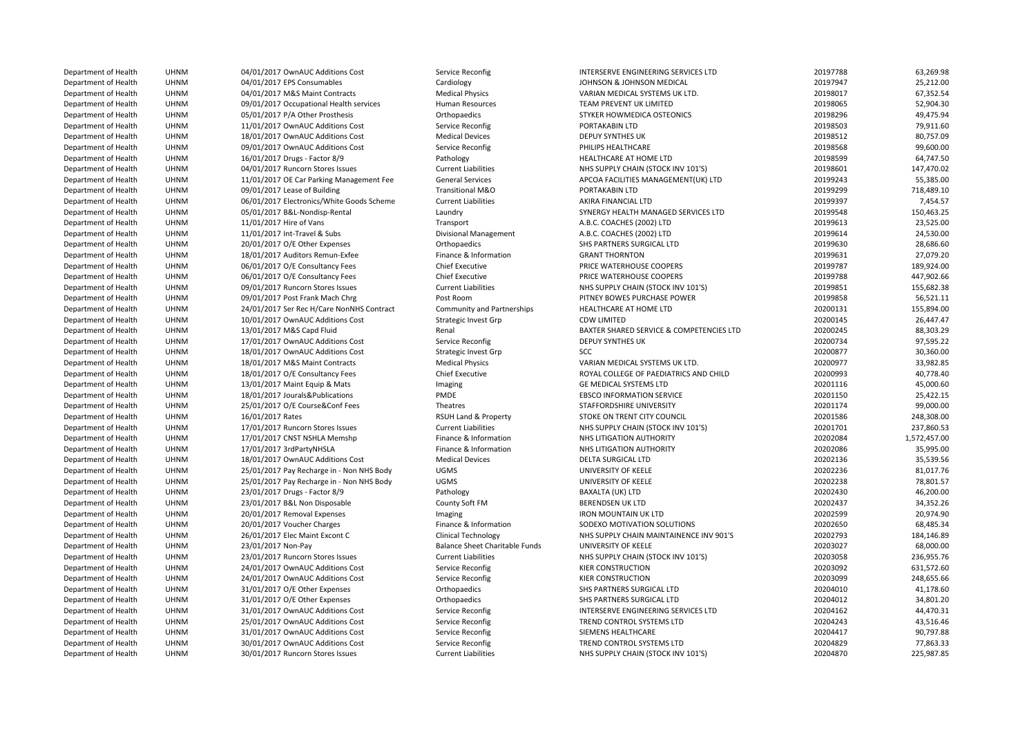| | | | | | | | |
|---|---|---|---|---|---|---|---|
| Department of Health | UHNM | 04/01/2017 OwnAUC Additions Cost | Service Reconfig | INTERSERVE ENGINEERING SERVICES LTD | 20197788 | 63,269.98 |
| Department of Health | UHNM | 04/01/2017 EPS Consumables | Cardiology | JOHNSON & JOHNSON MEDICAL | 20197947 | 25,212.00 |
| Department of Health | UHNM | 04/01/2017 M&S Maint Contracts | Medical Physics | VARIAN MEDICAL SYSTEMS UK LTD. | 20198017 | 67,352.54 |
| Department of Health | UHNM | 09/01/2017 Occupational Health services | Human Resources | TEAM PREVENT UK LIMITED | 20198065 | 52,904.30 |
| Department of Health | UHNM | 05/01/2017 P/A Other Prosthesis | Orthopaedics | STYKER HOWMEDICA OSTEONICS | 20198296 | 49,475.94 |
| Department of Health | UHNM | 11/01/2017 OwnAUC Additions Cost | Service Reconfig | PORTAKABIN LTD | 20198503 | 79,911.60 |
| Department of Health | UHNM | 18/01/2017 OwnAUC Additions Cost | Medical Devices | DEPUY SYNTHES UK | 20198512 | 80,757.09 |
| Department of Health | UHNM | 09/01/2017 OwnAUC Additions Cost | Service Reconfig | PHILIPS HEALTHCARE | 20198568 | 99,600.00 |
| Department of Health | UHNM | 16/01/2017 Drugs - Factor 8/9 | Pathology | HEALTHCARE AT HOME LTD | 20198599 | 64,747.50 |
| Department of Health | UHNM | 04/01/2017 Runcorn Stores Issues | Current Liabilities | NHS SUPPLY CHAIN (STOCK INV 101'S) | 20198601 | 147,470.02 |
| Department of Health | UHNM | 11/01/2017 OE Car Parking Management Fee | General Services | APCOA FACILITIES MANAGEMENT(UK) LTD | 20199243 | 55,385.00 |
| Department of Health | UHNM | 09/01/2017 Lease of Building | Transitional M&O | PORTAKABIN LTD | 20199299 | 718,489.10 |
| Department of Health | UHNM | 06/01/2017 Electronics/White Goods Scheme | Current Liabilities | AKIRA FINANCIAL LTD | 20199397 | 7,454.57 |
| Department of Health | UHNM | 05/01/2017 B&L-Nondisp-Rental | Laundry | SYNERGY HEALTH MANAGED SERVICES LTD | 20199548 | 150,463.25 |
| Department of Health | UHNM | 11/01/2017 Hire of Vans | Transport | A.B.C. COACHES (2002) LTD | 20199613 | 23,525.00 |
| Department of Health | UHNM | 11/01/2017 Int-Travel & Subs | Divisional Management | A.B.C. COACHES (2002) LTD | 20199614 | 24,530.00 |
| Department of Health | UHNM | 20/01/2017 O/E Other Expenses | Orthopaedics | SHS PARTNERS SURGICAL LTD | 20199630 | 28,686.60 |
| Department of Health | UHNM | 18/01/2017 Auditors Remun-Exfee | Finance & Information | GRANT THORNTON | 20199631 | 27,079.20 |
| Department of Health | UHNM | 06/01/2017 O/E Consultancy Fees | Chief Executive | PRICE WATERHOUSE COOPERS | 20199787 | 189,924.00 |
| Department of Health | UHNM | 06/01/2017 O/E Consultancy Fees | Chief Executive | PRICE WATERHOUSE COOPERS | 20199788 | 447,902.66 |
| Department of Health | UHNM | 09/01/2017 Runcorn Stores Issues | Current Liabilities | NHS SUPPLY CHAIN (STOCK INV 101'S) | 20199851 | 155,682.38 |
| Department of Health | UHNM | 09/01/2017 Post Frank Mach Chrg | Post Room | PITNEY BOWES PURCHASE POWER | 20199858 | 56,521.11 |
| Department of Health | UHNM | 24/01/2017 Ser Rec H/Care NonNHS Contract | Community and Partnerships | HEALTHCARE AT HOME LTD | 20200131 | 155,894.00 |
| Department of Health | UHNM | 10/01/2017 OwnAUC Additions Cost | Strategic Invest Grp | CDW LIMITED | 20200145 | 26,447.47 |
| Department of Health | UHNM | 13/01/2017 M&S Capd Fluid | Renal | BAXTER SHARED SERVICE & COMPETENCIES LTD | 20200245 | 88,303.29 |
| Department of Health | UHNM | 17/01/2017 OwnAUC Additions Cost | Service Reconfig | DEPUY SYNTHES UK | 20200734 | 97,595.22 |
| Department of Health | UHNM | 18/01/2017 OwnAUC Additions Cost | Strategic Invest Grp | SCC | 20200877 | 30,360.00 |
| Department of Health | UHNM | 18/01/2017 M&S Maint Contracts | Medical Physics | VARIAN MEDICAL SYSTEMS UK LTD. | 20200977 | 33,982.85 |
| Department of Health | UHNM | 18/01/2017 O/E Consultancy Fees | Chief Executive | ROYAL COLLEGE OF PAEDIATRICS AND CHILD | 20200993 | 40,778.40 |
| Department of Health | UHNM | 13/01/2017 Maint Equip & Mats | Imaging | GE MEDICAL SYSTEMS LTD | 20201116 | 45,000.60 |
| Department of Health | UHNM | 18/01/2017 Jourals&Publications | PMDE | EBSCO INFORMATION SERVICE | 20201150 | 25,422.15 |
| Department of Health | UHNM | 25/01/2017 O/E Course&Conf Fees | Theatres | STAFFORDSHIRE UNIVERSITY | 20201174 | 99,000.00 |
| Department of Health | UHNM | 16/01/2017 Rates | RSUH Land & Property | STOKE ON TRENT CITY COUNCIL | 20201586 | 248,308.00 |
| Department of Health | UHNM | 17/01/2017 Runcorn Stores Issues | Current Liabilities | NHS SUPPLY CHAIN (STOCK INV 101'S) | 20201701 | 237,860.53 |
| Department of Health | UHNM | 17/01/2017 CNST NSHLA Memshp | Finance & Information | NHS LITIGATION AUTHORITY | 20202084 | 1,572,457.00 |
| Department of Health | UHNM | 17/01/2017 3rdPartyNHSLA | Finance & Information | NHS LITIGATION AUTHORITY | 20202086 | 35,995.00 |
| Department of Health | UHNM | 18/01/2017 OwnAUC Additions Cost | Medical Devices | DELTA SURGICAL LTD | 20202136 | 35,539.56 |
| Department of Health | UHNM | 25/01/2017 Pay Recharge in - Non NHS Body | UGMS | UNIVERSITY OF KEELE | 20202236 | 81,017.76 |
| Department of Health | UHNM | 25/01/2017 Pay Recharge in - Non NHS Body | UGMS | UNIVERSITY OF KEELE | 20202238 | 78,801.57 |
| Department of Health | UHNM | 23/01/2017 Drugs - Factor 8/9 | Pathology | BAXALTA (UK) LTD | 20202430 | 46,200.00 |
| Department of Health | UHNM | 23/01/2017 B&L Non Disposable | County Soft FM | BERENDSEN UK LTD | 20202437 | 34,352.26 |
| Department of Health | UHNM | 20/01/2017 Removal Expenses | Imaging | IRON MOUNTAIN UK LTD | 20202599 | 20,974.90 |
| Department of Health | UHNM | 20/01/2017 Voucher Charges | Finance & Information | SODEXO MOTIVATION SOLUTIONS | 20202650 | 68,485.34 |
| Department of Health | UHNM | 26/01/2017 Elec Maint Excont C | Clinical Technology | NHS SUPPLY CHAIN MAINTAINENCE INV 901'S | 20202793 | 184,146.89 |
| Department of Health | UHNM | 23/01/2017 Non-Pay | Balance Sheet Charitable Funds | UNIVERSITY OF KEELE | 20203027 | 68,000.00 |
| Department of Health | UHNM | 23/01/2017 Runcorn Stores Issues | Current Liabilities | NHS SUPPLY CHAIN (STOCK INV 101'S) | 20203058 | 236,955.76 |
| Department of Health | UHNM | 24/01/2017 OwnAUC Additions Cost | Service Reconfig | KIER CONSTRUCTION | 20203092 | 631,572.60 |
| Department of Health | UHNM | 24/01/2017 OwnAUC Additions Cost | Service Reconfig | KIER CONSTRUCTION | 20203099 | 248,655.66 |
| Department of Health | UHNM | 31/01/2017 O/E Other Expenses | Orthopaedics | SHS PARTNERS SURGICAL LTD | 20204010 | 41,178.60 |
| Department of Health | UHNM | 31/01/2017 O/E Other Expenses | Orthopaedics | SHS PARTNERS SURGICAL LTD | 20204012 | 34,801.20 |
| Department of Health | UHNM | 31/01/2017 OwnAUC Additions Cost | Service Reconfig | INTERSERVE ENGINEERING SERVICES LTD | 20204162 | 44,470.31 |
| Department of Health | UHNM | 25/01/2017 OwnAUC Additions Cost | Service Reconfig | TREND CONTROL SYSTEMS LTD | 20204243 | 43,516.46 |
| Department of Health | UHNM | 31/01/2017 OwnAUC Additions Cost | Service Reconfig | SIEMENS HEALTHCARE | 20204417 | 90,797.88 |
| Department of Health | UHNM | 30/01/2017 OwnAUC Additions Cost | Service Reconfig | TREND CONTROL SYSTEMS LTD | 20204829 | 77,863.33 |
| Department of Health | UHNM | 30/01/2017 Runcorn Stores Issues | Current Liabilities | NHS SUPPLY CHAIN (STOCK INV 101'S) | 20204870 | 225,987.85 |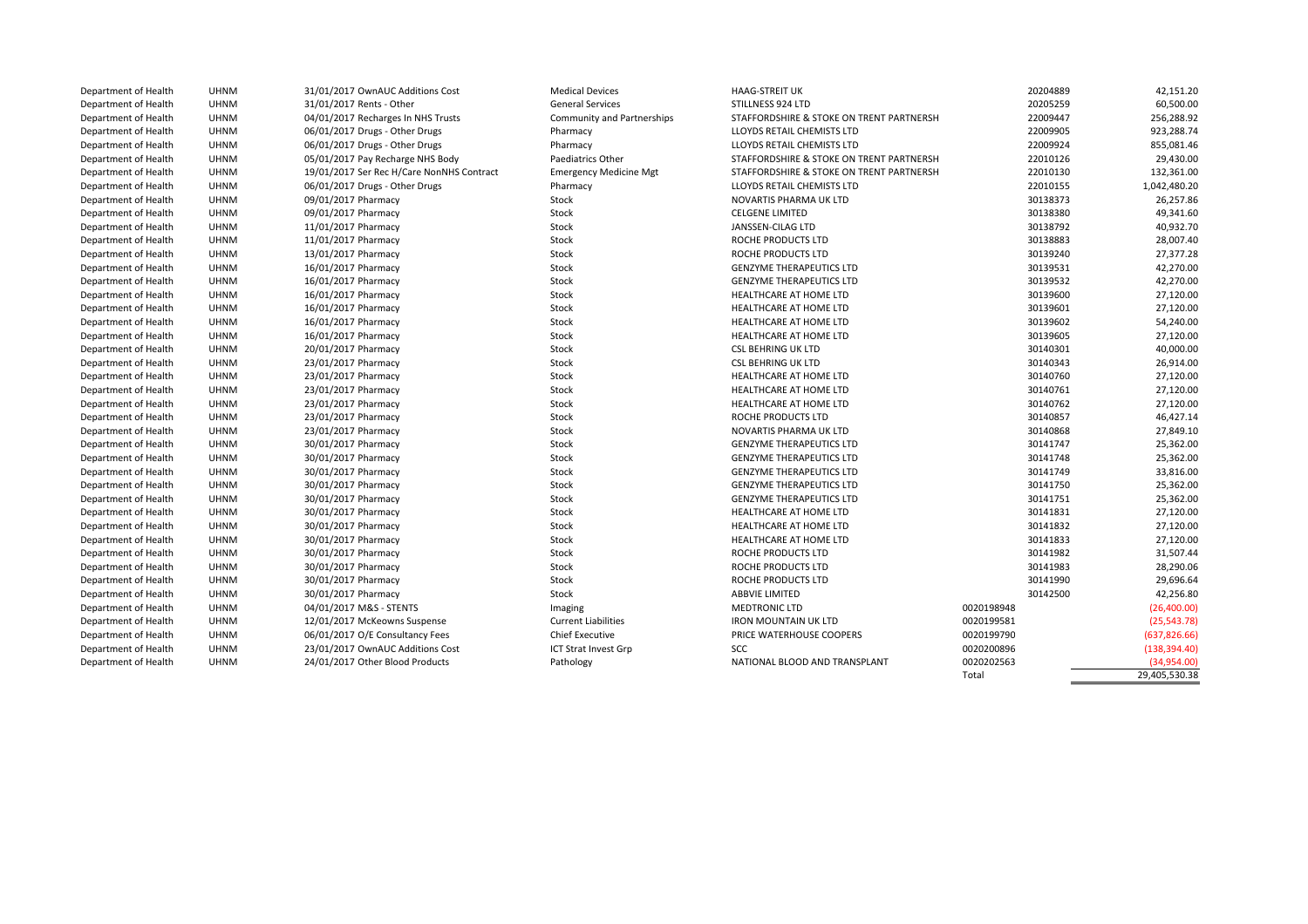| | | | | | | | | |
|---|---|---|---|---|---|---|---|---|
| Department of Health | UHNM | 31/01/2017 | OwnAUC Additions Cost | Medical Devices | HAAG-STREIT UK | | 20204889 | 42,151.20 |
| Department of Health | UHNM | 31/01/2017 | Rents - Other | General Services | STILLNESS 924 LTD | | 20205259 | 60,500.00 |
| Department of Health | UHNM | 04/01/2017 | Recharges In NHS Trusts | Community and Partnerships | STAFFORDSHIRE & STOKE ON TRENT PARTNERSH | | 22009447 | 256,288.92 |
| Department of Health | UHNM | 06/01/2017 | Drugs - Other Drugs | Pharmacy | LLOYDS RETAIL CHEMISTS LTD | | 22009905 | 923,288.74 |
| Department of Health | UHNM | 06/01/2017 | Drugs - Other Drugs | Pharmacy | LLOYDS RETAIL CHEMISTS LTD | | 22009924 | 855,081.46 |
| Department of Health | UHNM | 05/01/2017 | Pay Recharge NHS Body | Paediatrics Other | STAFFORDSHIRE & STOKE ON TRENT PARTNERSH | | 22010126 | 29,430.00 |
| Department of Health | UHNM | 19/01/2017 | Ser Rec H/Care NonNHS Contract | Emergency Medicine Mgt | STAFFORDSHIRE & STOKE ON TRENT PARTNERSH | | 22010130 | 132,361.00 |
| Department of Health | UHNM | 06/01/2017 | Drugs - Other Drugs | Pharmacy | LLOYDS RETAIL CHEMISTS LTD | | 22010155 | 1,042,480.20 |
| Department of Health | UHNM | 09/01/2017 | Pharmacy | Stock | NOVARTIS PHARMA UK LTD | | 30138373 | 26,257.86 |
| Department of Health | UHNM | 09/01/2017 | Pharmacy | Stock | CELGENE LIMITED | | 30138380 | 49,341.60 |
| Department of Health | UHNM | 11/01/2017 | Pharmacy | Stock | JANSSEN-CILAG LTD | | 30138792 | 40,932.70 |
| Department of Health | UHNM | 11/01/2017 | Pharmacy | Stock | ROCHE PRODUCTS LTD | | 30138883 | 28,007.40 |
| Department of Health | UHNM | 13/01/2017 | Pharmacy | Stock | ROCHE PRODUCTS LTD | | 30139240 | 27,377.28 |
| Department of Health | UHNM | 16/01/2017 | Pharmacy | Stock | GENZYME THERAPEUTICS LTD | | 30139531 | 42,270.00 |
| Department of Health | UHNM | 16/01/2017 | Pharmacy | Stock | GENZYME THERAPEUTICS LTD | | 30139532 | 42,270.00 |
| Department of Health | UHNM | 16/01/2017 | Pharmacy | Stock | HEALTHCARE AT HOME LTD | | 30139600 | 27,120.00 |
| Department of Health | UHNM | 16/01/2017 | Pharmacy | Stock | HEALTHCARE AT HOME LTD | | 30139601 | 27,120.00 |
| Department of Health | UHNM | 16/01/2017 | Pharmacy | Stock | HEALTHCARE AT HOME LTD | | 30139602 | 54,240.00 |
| Department of Health | UHNM | 16/01/2017 | Pharmacy | Stock | HEALTHCARE AT HOME LTD | | 30139605 | 27,120.00 |
| Department of Health | UHNM | 20/01/2017 | Pharmacy | Stock | CSL BEHRING UK LTD | | 30140301 | 40,000.00 |
| Department of Health | UHNM | 23/01/2017 | Pharmacy | Stock | CSL BEHRING UK LTD | | 30140343 | 26,914.00 |
| Department of Health | UHNM | 23/01/2017 | Pharmacy | Stock | HEALTHCARE AT HOME LTD | | 30140760 | 27,120.00 |
| Department of Health | UHNM | 23/01/2017 | Pharmacy | Stock | HEALTHCARE AT HOME LTD | | 30140761 | 27,120.00 |
| Department of Health | UHNM | 23/01/2017 | Pharmacy | Stock | HEALTHCARE AT HOME LTD | | 30140762 | 27,120.00 |
| Department of Health | UHNM | 23/01/2017 | Pharmacy | Stock | ROCHE PRODUCTS LTD | | 30140857 | 46,427.14 |
| Department of Health | UHNM | 23/01/2017 | Pharmacy | Stock | NOVARTIS PHARMA UK LTD | | 30140868 | 27,849.10 |
| Department of Health | UHNM | 30/01/2017 | Pharmacy | Stock | GENZYME THERAPEUTICS LTD | | 30141747 | 25,362.00 |
| Department of Health | UHNM | 30/01/2017 | Pharmacy | Stock | GENZYME THERAPEUTICS LTD | | 30141748 | 25,362.00 |
| Department of Health | UHNM | 30/01/2017 | Pharmacy | Stock | GENZYME THERAPEUTICS LTD | | 30141749 | 33,816.00 |
| Department of Health | UHNM | 30/01/2017 | Pharmacy | Stock | GENZYME THERAPEUTICS LTD | | 30141750 | 25,362.00 |
| Department of Health | UHNM | 30/01/2017 | Pharmacy | Stock | GENZYME THERAPEUTICS LTD | | 30141751 | 25,362.00 |
| Department of Health | UHNM | 30/01/2017 | Pharmacy | Stock | HEALTHCARE AT HOME LTD | | 30141831 | 27,120.00 |
| Department of Health | UHNM | 30/01/2017 | Pharmacy | Stock | HEALTHCARE AT HOME LTD | | 30141832 | 27,120.00 |
| Department of Health | UHNM | 30/01/2017 | Pharmacy | Stock | HEALTHCARE AT HOME LTD | | 30141833 | 27,120.00 |
| Department of Health | UHNM | 30/01/2017 | Pharmacy | Stock | ROCHE PRODUCTS LTD | | 30141982 | 31,507.44 |
| Department of Health | UHNM | 30/01/2017 | Pharmacy | Stock | ROCHE PRODUCTS LTD | | 30141983 | 28,290.06 |
| Department of Health | UHNM | 30/01/2017 | Pharmacy | Stock | ROCHE PRODUCTS LTD | | 30141990 | 29,696.64 |
| Department of Health | UHNM | 30/01/2017 | Pharmacy | Stock | ABBVIE LIMITED | | 30142500 | 42,256.80 |
| Department of Health | UHNM | 04/01/2017 | M&S - STENTS | Imaging | MEDTRONIC LTD | 0020198948 | | (26,400.00) |
| Department of Health | UHNM | 12/01/2017 | McKeowns Suspense | Current Liabilities | IRON MOUNTAIN UK LTD | 0020199581 | | (25,543.78) |
| Department of Health | UHNM | 06/01/2017 | O/E Consultancy Fees | Chief Executive | PRICE WATERHOUSE COOPERS | 0020199790 | | (637,826.66) |
| Department of Health | UHNM | 23/01/2017 | OwnAUC Additions Cost | ICT Strat Invest Grp | SCC | 0020200896 | | (138,394.40) |
| Department of Health | UHNM | 24/01/2017 | Other Blood Products | Pathology | NATIONAL BLOOD AND TRANSPLANT | 0020202563 | | (34,954.00) |
| | | | | | | Total | | 29,405,530.38 |